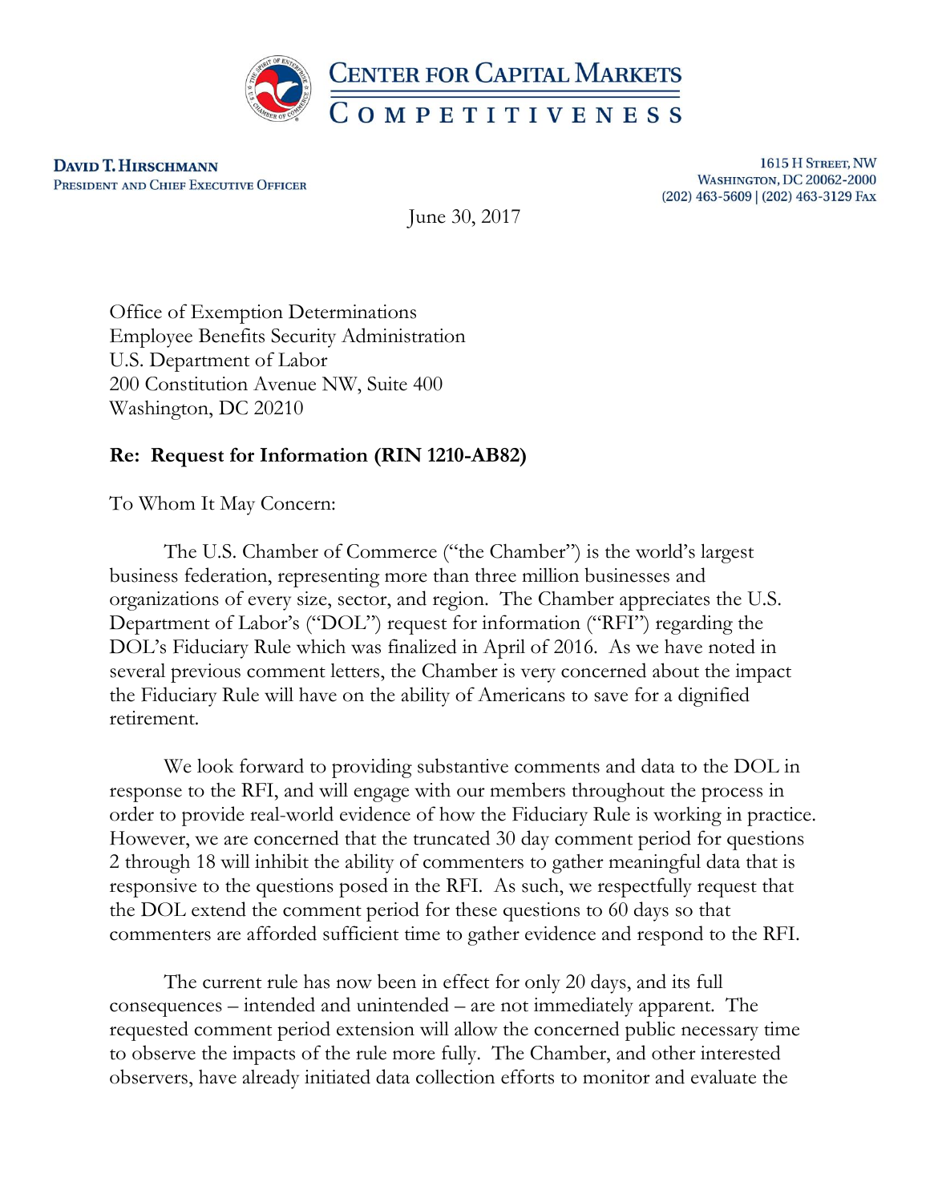**CENTER FOR CAPITAL MARKETS COMPETITIVENESS**

**DAVID T. HIRSCHMANN**
PRESIDENT AND CHIEF EXECUTIVE OFFICER

1615 H STREET, NW
WASHINGTON, DC 20062-2000
(202) 463-5609 | (202) 463-3129 FAX

June 30, 2017

Office of Exemption Determinations
Employee Benefits Security Administration
U.S. Department of Labor
200 Constitution Avenue NW, Suite 400
Washington, DC 20210

**Re: Request for Information (RIN 1210-AB82)**

To Whom It May Concern:

The U.S. Chamber of Commerce ("the Chamber") is the world's largest business federation, representing more than three million businesses and organizations of every size, sector, and region. The Chamber appreciates the U.S. Department of Labor's ("DOL") request for information ("RFI") regarding the DOL's Fiduciary Rule which was finalized in April of 2016. As we have noted in several previous comment letters, the Chamber is very concerned about the impact the Fiduciary Rule will have on the ability of Americans to save for a dignified retirement.

We look forward to providing substantive comments and data to the DOL in response to the RFI, and will engage with our members throughout the process in order to provide real-world evidence of how the Fiduciary Rule is working in practice. However, we are concerned that the truncated 30 day comment period for questions 2 through 18 will inhibit the ability of commenters to gather meaningful data that is responsive to the questions posed in the RFI. As such, we respectfully request that the DOL extend the comment period for these questions to 60 days so that commenters are afforded sufficient time to gather evidence and respond to the RFI.

The current rule has now been in effect for only 20 days, and its full consequences – intended and unintended – are not immediately apparent. The requested comment period extension will allow the concerned public necessary time to observe the impacts of the rule more fully. The Chamber, and other interested observers, have already initiated data collection efforts to monitor and evaluate the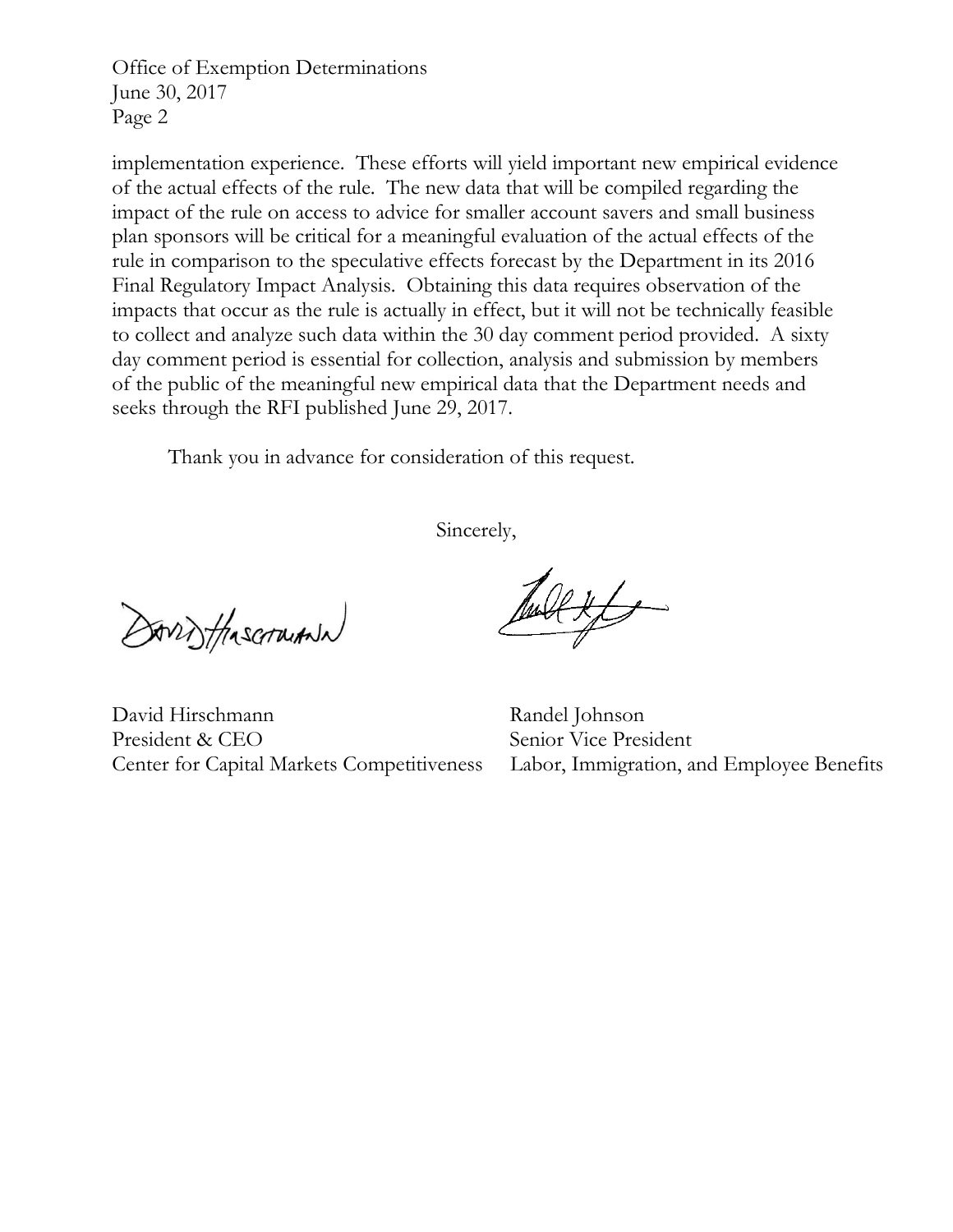implementation experience. These efforts will yield important new empirical evidence of the actual effects of the rule. The new data that will be compiled regarding the impact of the rule on access to advice for smaller account savers and small business plan sponsors will be critical for a meaningful evaluation of the actual effects of the rule in comparison to the speculative effects forecast by the Department in its 2016 Final Regulatory Impact Analysis. Obtaining this data requires observation of the impacts that occur as the rule is actually in effect, but it will not be technically feasible to collect and analyze such data within the 30 day comment period provided. A sixty day comment period is essential for collection, analysis and submission by members of the public of the meaningful new empirical data that the Department needs and seeks through the RFI published June 29, 2017.

Thank you in advance for consideration of this request.

Sincerely,

David Hirschmann
President & CEO
Center for Capital Markets Competitiveness

Randel Johnson
Senior Vice President
Labor, Immigration, and Employee Benefits